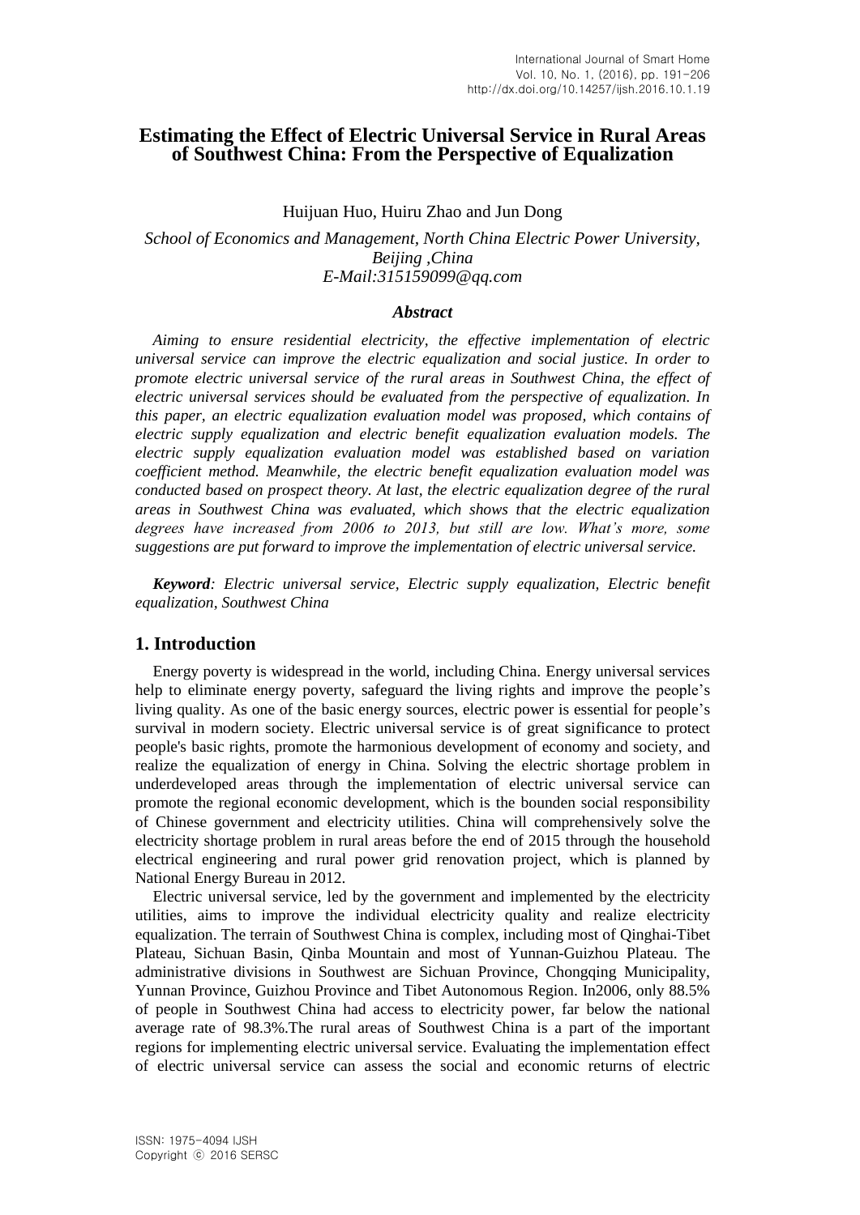# Estimating the Effect of Electric Universal Service in Rural Areas of Southwest China: From the Perspective of Equalization

Huijuan Huo, Huiru Zhao and Jun Dong

*School of Economics and Management, North China Electric Power University, Beijing ,China*
*E-Mail:315159099@qq.com*

### *Abstract*

*Aiming to ensure residential electricity, the effective implementation of electric universal service can improve the electric equalization and social justice. In order to promote electric universal service of the rural areas in Southwest China, the effect of electric universal services should be evaluated from the perspective of equalization. In this paper, an electric equalization evaluation model was proposed, which contains of electric supply equalization and electric benefit equalization evaluation models. The electric supply equalization evaluation model was established based on variation coefficient method. Meanwhile, the electric benefit equalization evaluation model was conducted based on prospect theory. At last, the electric equalization degree of the rural areas in Southwest China was evaluated, which shows that the electric equalization degrees have increased from 2006 to 2013, but still are low. What's more, some suggestions are put forward to improve the implementation of electric universal service.*

***Keyword**: Electric universal service, Electric supply equalization, Electric benefit equalization, Southwest China*

## 1. Introduction

Energy poverty is widespread in the world, including China. Energy universal services help to eliminate energy poverty, safeguard the living rights and improve the people's living quality. As one of the basic energy sources, electric power is essential for people's survival in modern society. Electric universal service is of great significance to protect people's basic rights, promote the harmonious development of economy and society, and realize the equalization of energy in China. Solving the electric shortage problem in underdeveloped areas through the implementation of electric universal service can promote the regional economic development, which is the bounden social responsibility of Chinese government and electricity utilities. China will comprehensively solve the electricity shortage problem in rural areas before the end of 2015 through the household electrical engineering and rural power grid renovation project, which is planned by National Energy Bureau in 2012.

Electric universal service, led by the government and implemented by the electricity utilities, aims to improve the individual electricity quality and realize electricity equalization. The terrain of Southwest China is complex, including most of Qinghai-Tibet Plateau, Sichuan Basin, Qinba Mountain and most of Yunnan-Guizhou Plateau. The administrative divisions in Southwest are Sichuan Province, Chongqing Municipality, Yunnan Province, Guizhou Province and Tibet Autonomous Region. In2006, only 88.5% of people in Southwest China had access to electricity power, far below the national average rate of 98.3%.The rural areas of Southwest China is a part of the important regions for implementing electric universal service. Evaluating the implementation effect of electric universal service can assess the social and economic returns of electric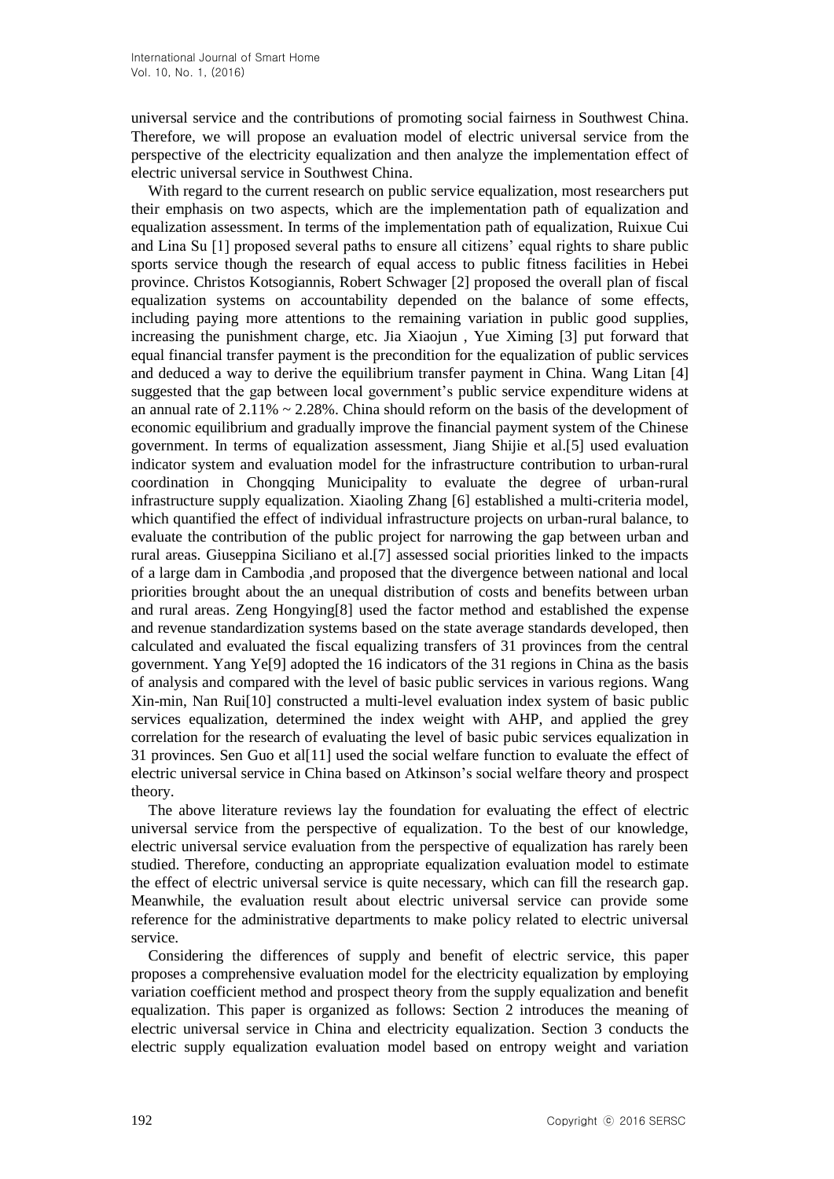universal service and the contributions of promoting social fairness in Southwest China. Therefore, we will propose an evaluation model of electric universal service from the perspective of the electricity equalization and then analyze the implementation effect of electric universal service in Southwest China.

With regard to the current research on public service equalization, most researchers put their emphasis on two aspects, which are the implementation path of equalization and equalization assessment. In terms of the implementation path of equalization, Ruixue Cui and Lina Su [1] proposed several paths to ensure all citizens' equal rights to share public sports service though the research of equal access to public fitness facilities in Hebei province. Christos Kotsogiannis, Robert Schwager [2] proposed the overall plan of fiscal equalization systems on accountability depended on the balance of some effects, including paying more attentions to the remaining variation in public good supplies, increasing the punishment charge, etc. Jia Xiaojun , Yue Ximing [3] put forward that equal financial transfer payment is the precondition for the equalization of public services and deduced a way to derive the equilibrium transfer payment in China. Wang Litan [4] suggested that the gap between local government's public service expenditure widens at an annual rate of 2.11% ~ 2.28%. China should reform on the basis of the development of economic equilibrium and gradually improve the financial payment system of the Chinese government. In terms of equalization assessment, Jiang Shijie et al.[5] used evaluation indicator system and evaluation model for the infrastructure contribution to urban-rural coordination in Chongqing Municipality to evaluate the degree of urban-rural infrastructure supply equalization. Xiaoling Zhang [6] established a multi-criteria model, which quantified the effect of individual infrastructure projects on urban-rural balance, to evaluate the contribution of the public project for narrowing the gap between urban and rural areas. Giuseppina Siciliano et al.[7] assessed social priorities linked to the impacts of a large dam in Cambodia ,and proposed that the divergence between national and local priorities brought about the an unequal distribution of costs and benefits between urban and rural areas. Zeng Hongying[8] used the factor method and established the expense and revenue standardization systems based on the state average standards developed, then calculated and evaluated the fiscal equalizing transfers of 31 provinces from the central government. Yang Ye[9] adopted the 16 indicators of the 31 regions in China as the basis of analysis and compared with the level of basic public services in various regions. Wang Xin-min, Nan Rui[10] constructed a multi-level evaluation index system of basic public services equalization, determined the index weight with AHP, and applied the grey correlation for the research of evaluating the level of basic pubic services equalization in 31 provinces. Sen Guo et al[11] used the social welfare function to evaluate the effect of electric universal service in China based on Atkinson's social welfare theory and prospect theory.

The above literature reviews lay the foundation for evaluating the effect of electric universal service from the perspective of equalization. To the best of our knowledge, electric universal service evaluation from the perspective of equalization has rarely been studied. Therefore, conducting an appropriate equalization evaluation model to estimate the effect of electric universal service is quite necessary, which can fill the research gap. Meanwhile, the evaluation result about electric universal service can provide some reference for the administrative departments to make policy related to electric universal service.

Considering the differences of supply and benefit of electric service, this paper proposes a comprehensive evaluation model for the electricity equalization by employing variation coefficient method and prospect theory from the supply equalization and benefit equalization. This paper is organized as follows: Section 2 introduces the meaning of electric universal service in China and electricity equalization. Section 3 conducts the electric supply equalization evaluation model based on entropy weight and variation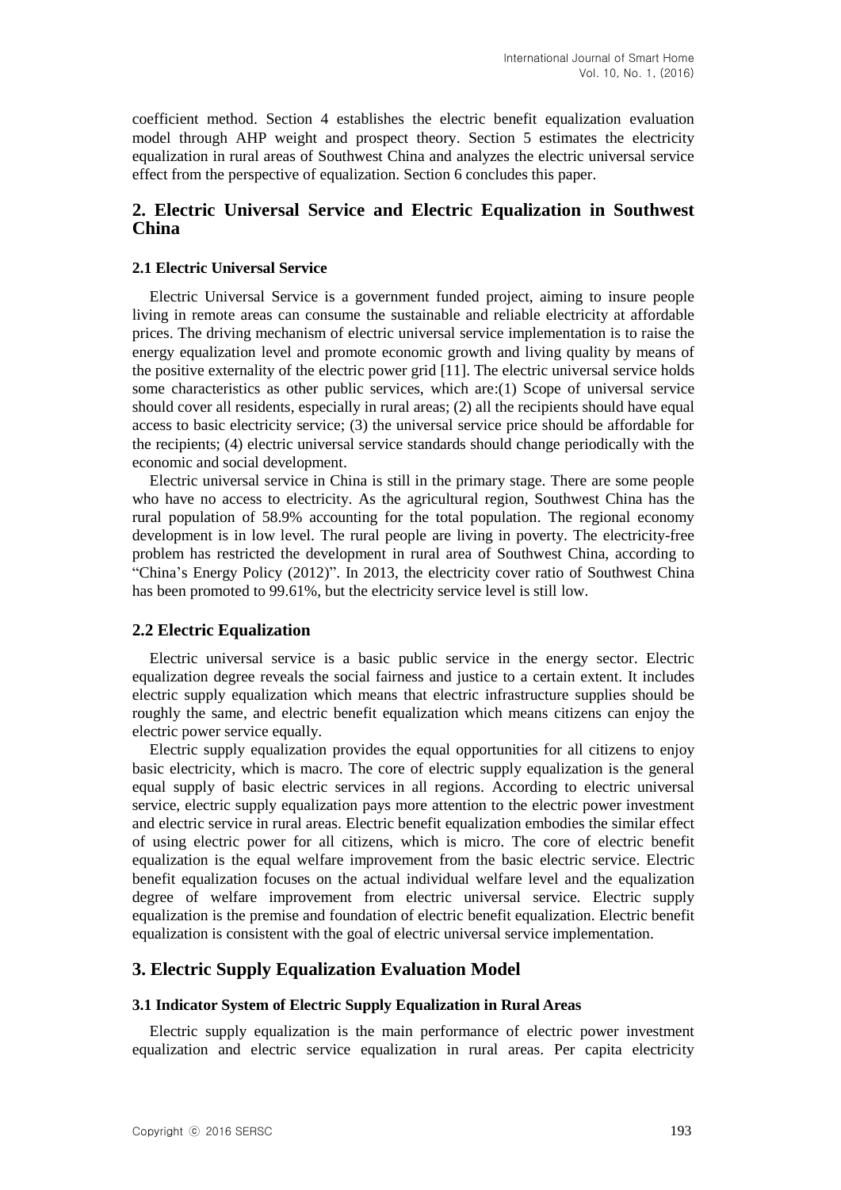coefficient method. Section 4 establishes the electric benefit equalization evaluation model through AHP weight and prospect theory. Section 5 estimates the electricity equalization in rural areas of Southwest China and analyzes the electric universal service effect from the perspective of equalization. Section 6 concludes this paper.

## 2. Electric Universal Service and Electric Equalization in Southwest China

### 2.1 Electric Universal Service

Electric Universal Service is a government funded project, aiming to insure people living in remote areas can consume the sustainable and reliable electricity at affordable prices. The driving mechanism of electric universal service implementation is to raise the energy equalization level and promote economic growth and living quality by means of the positive externality of the electric power grid [11]. The electric universal service holds some characteristics as other public services, which are:(1) Scope of universal service should cover all residents, especially in rural areas; (2) all the recipients should have equal access to basic electricity service; (3) the universal service price should be affordable for the recipients; (4) electric universal service standards should change periodically with the economic and social development.

Electric universal service in China is still in the primary stage. There are some people who have no access to electricity. As the agricultural region, Southwest China has the rural population of 58.9% accounting for the total population. The regional economy development is in low level. The rural people are living in poverty. The electricity-free problem has restricted the development in rural area of Southwest China, according to "China's Energy Policy (2012)". In 2013, the electricity cover ratio of Southwest China has been promoted to 99.61%, but the electricity service level is still low.

### 2.2 Electric Equalization

Electric universal service is a basic public service in the energy sector. Electric equalization degree reveals the social fairness and justice to a certain extent. It includes electric supply equalization which means that electric infrastructure supplies should be roughly the same, and electric benefit equalization which means citizens can enjoy the electric power service equally.

Electric supply equalization provides the equal opportunities for all citizens to enjoy basic electricity, which is macro. The core of electric supply equalization is the general equal supply of basic electric services in all regions. According to electric universal service, electric supply equalization pays more attention to the electric power investment and electric service in rural areas. Electric benefit equalization embodies the similar effect of using electric power for all citizens, which is micro. The core of electric benefit equalization is the equal welfare improvement from the basic electric service. Electric benefit equalization focuses on the actual individual welfare level and the equalization degree of welfare improvement from electric universal service. Electric supply equalization is the premise and foundation of electric benefit equalization. Electric benefit equalization is consistent with the goal of electric universal service implementation.

## 3. Electric Supply Equalization Evaluation Model

### 3.1 Indicator System of Electric Supply Equalization in Rural Areas

Electric supply equalization is the main performance of electric power investment equalization and electric service equalization in rural areas. Per capita electricity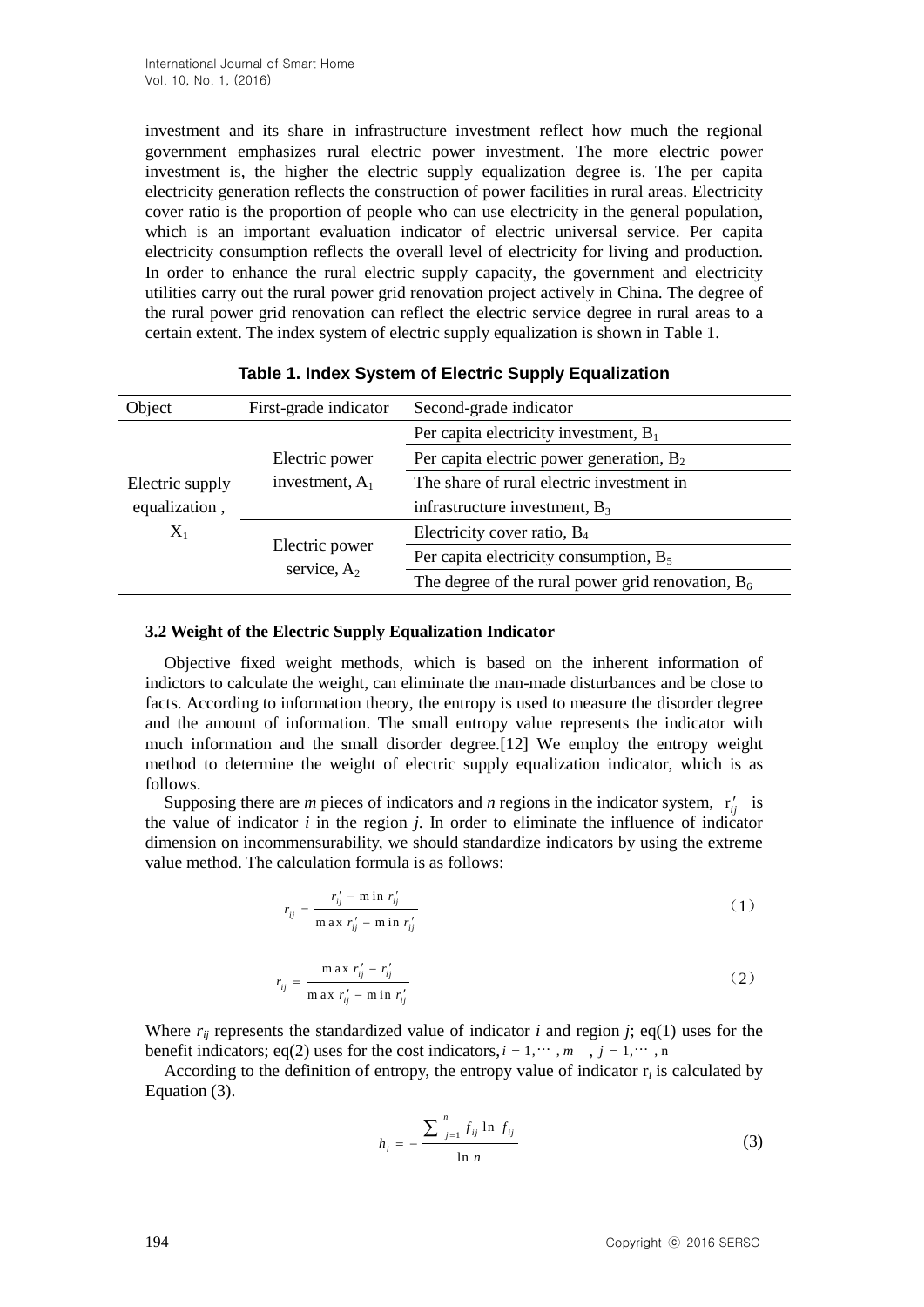investment and its share in infrastructure investment reflect how much the regional government emphasizes rural electric power investment. The more electric power investment is, the higher the electric supply equalization degree is. The per capita electricity generation reflects the construction of power facilities in rural areas. Electricity cover ratio is the proportion of people who can use electricity in the general population, which is an important evaluation indicator of electric universal service. Per capita electricity consumption reflects the overall level of electricity for living and production. In order to enhance the rural electric supply capacity, the government and electricity utilities carry out the rural power grid renovation project actively in China. The degree of the rural power grid renovation can reflect the electric service degree in rural areas to a certain extent. The index system of electric supply equalization is shown in Table 1.

**Table 1. Index System of Electric Supply Equalization**

| Object | First-grade indicator | Second-grade indicator |
|---|---|---|
| Electric supply equalization , $X_1$ | Electric power investment, $A_1$ | Per capita electricity investment, $B_1$ |
| | | Per capita electric power generation, $B_2$ |
| | | The share of rural electric investment in infrastructure investment, $B_3$ |
| | Electric power service, $A_2$ | Electricity cover ratio, $B_4$ |
| | | Per capita electricity consumption, $B_5$ |
| | | The degree of the rural power grid renovation, $B_6$ |

### 3.2 Weight of the Electric Supply Equalization Indicator

Objective fixed weight methods, which is based on the inherent information of indictors to calculate the weight, can eliminate the man-made disturbances and be close to facts. According to information theory, the entropy is used to measure the disorder degree and the amount of information. The small entropy value represents the indicator with much information and the small disorder degree.[12] We employ the entropy weight method to determine the weight of electric supply equalization indicator, which is as follows.

Supposing there are *m* pieces of indicators and *n* regions in the indicator system, $r'_{ij}$ is the value of indicator *i* in the region *j*. In order to eliminate the influence of indicator dimension on incommensurability, we should standardize indicators by using the extreme value method. The calculation formula is as follows:

$$r_{ij} = \frac{r'_{ij} - \min r'_{ij}}{\max r'_{ij} - \min r'_{ij}} \tag{1}$$

$$r_{ij} = \frac{\max r'_{ij} - r'_{ij}}{\max r'_{ij} - \min r'_{ij}} \tag{2}$$

Where $r_{ij}$ represents the standardized value of indicator *i* and region *j*; eq(1) uses for the benefit indicators; eq(2) uses for the cost indicators, $i = 1, \cdots, m$ , $j = 1, \cdots, n$

According to the definition of entropy, the entropy value of indicator $r_i$ is calculated by Equation (3).

$$h_i = -\frac{\sum_{j=1}^{n} f_{ij} \ln f_{ij}}{\ln n} \tag{3}$$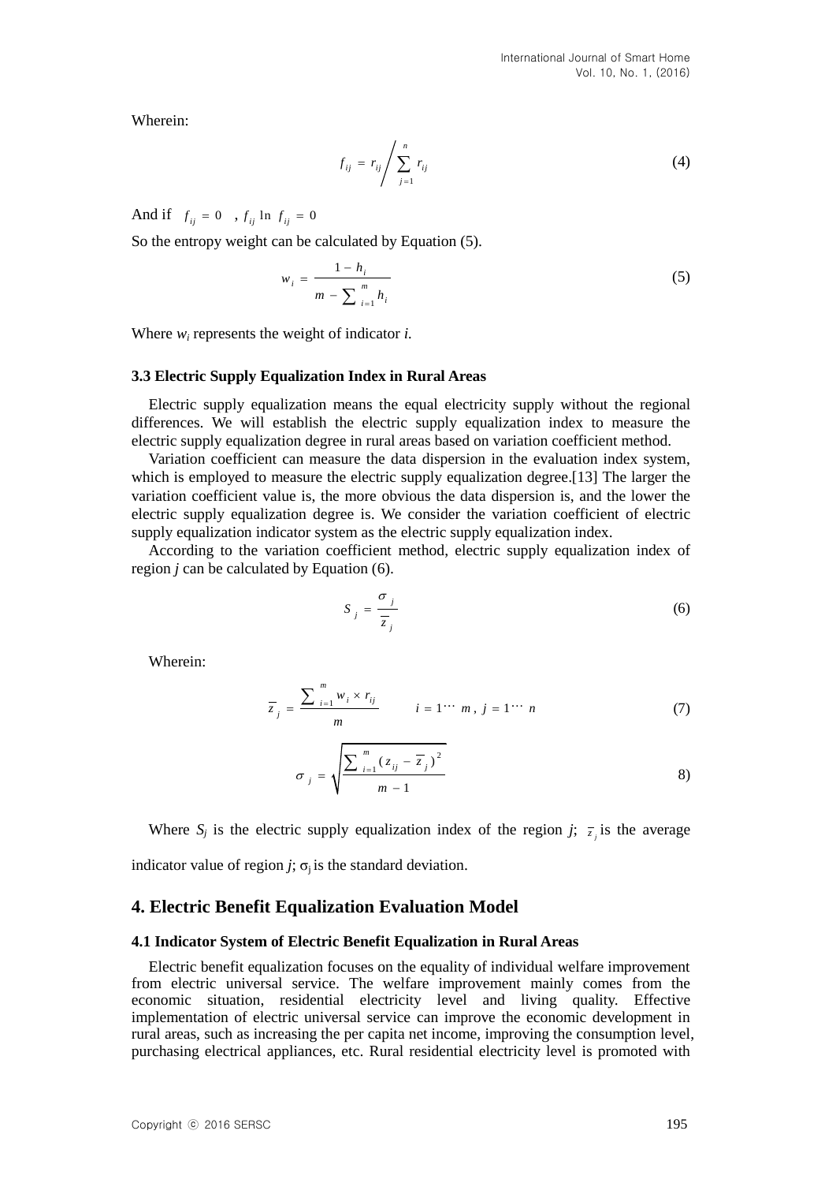Wherein:

$$f_{ij} = r_{ij} \Big/ \sum_{j=1}^{n} r_{ij} \tag{4}$$

And if $f_{ij} = 0$ , $f_{ij} \ln f_{ij} = 0$

So the entropy weight can be calculated by Equation (5).

$$w_i = \frac{1 - h_i}{m - \sum_{i=1}^{m} h_i} \tag{5}$$

Where $w_i$ represents the weight of indicator *i.*

### 3.3 Electric Supply Equalization Index in Rural Areas

Electric supply equalization means the equal electricity supply without the regional differences. We will establish the electric supply equalization index to measure the electric supply equalization degree in rural areas based on variation coefficient method.

Variation coefficient can measure the data dispersion in the evaluation index system, which is employed to measure the electric supply equalization degree.[13] The larger the variation coefficient value is, the more obvious the data dispersion is, and the lower the electric supply equalization degree is. We consider the variation coefficient of electric supply equalization indicator system as the electric supply equalization index.

According to the variation coefficient method, electric supply equalization index of region *j* can be calculated by Equation (6).

$$S_j = \frac{\sigma_j}{\overline{z}_j} \tag{6}$$

Wherein:

$$\overline{z}_j = \frac{\sum_{i=1}^{m} w_i \times r_{ij}}{m} \qquad i = 1 \cdots m,\ j = 1 \cdots n \tag{7}$$

$$\sigma_j = \sqrt{\frac{\sum_{i=1}^{m} (z_{ij} - \overline{z}_j)^2}{m - 1}} \tag{8}$$

Where $S_j$ is the electric supply equalization index of the region *j*; $\overline{z}_j$ is the average indicator value of region *j*; $\sigma_j$ is the standard deviation.

## 4. Electric Benefit Equalization Evaluation Model

### 4.1 Indicator System of Electric Benefit Equalization in Rural Areas

Electric benefit equalization focuses on the equality of individual welfare improvement from electric universal service. The welfare improvement mainly comes from the economic situation, residential electricity level and living quality. Effective implementation of electric universal service can improve the economic development in rural areas, such as increasing the per capita net income, improving the consumption level, purchasing electrical appliances, etc. Rural residential electricity level is promoted with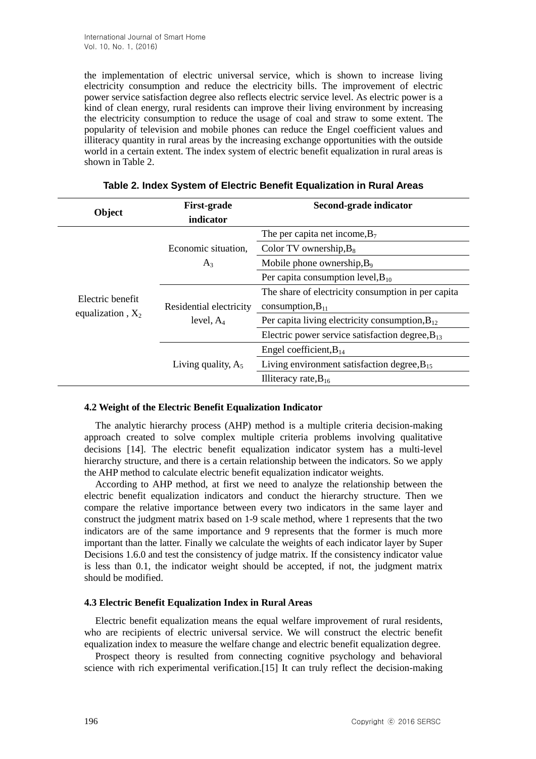the implementation of electric universal service, which is shown to increase living electricity consumption and reduce the electricity bills. The improvement of electric power service satisfaction degree also reflects electric service level. As electric power is a kind of clean energy, rural residents can improve their living environment by increasing the electricity consumption to reduce the usage of coal and straw to some extent. The popularity of television and mobile phones can reduce the Engel coefficient values and illiteracy quantity in rural areas by the increasing exchange opportunities with the outside world in a certain extent. The index system of electric benefit equalization in rural areas is shown in Table 2.

**Table 2. Index System of Electric Benefit Equalization in Rural Areas**

| Object | First-grade indicator | Second-grade indicator |
|---|---|---|
| Electric benefit equalization , $X_2$ | Economic situation, $A_3$ | The per capita net income, $B_7$ |
| | | Color TV ownership, $B_8$ |
| | | Mobile phone ownership, $B_9$ |
| | | Per capita consumption level, $B_{10}$ |
| | Residential electricity level, $A_4$ | The share of electricity consumption in per capita consumption, $B_{11}$ |
| | | Per capita living electricity consumption, $B_{12}$ |
| | | Electric power service satisfaction degree, $B_{13}$ |
| | Living quality, $A_5$ | Engel coefficient, $B_{14}$ |
| | | Living environment satisfaction degree, $B_{15}$ |
| | | Illiteracy rate, $B_{16}$ |

### 4.2 Weight of the Electric Benefit Equalization Indicator

The analytic hierarchy process (AHP) method is a multiple criteria decision-making approach created to solve complex multiple criteria problems involving qualitative decisions [14]. The electric benefit equalization indicator system has a multi-level hierarchy structure, and there is a certain relationship between the indicators. So we apply the AHP method to calculate electric benefit equalization indicator weights.

According to AHP method, at first we need to analyze the relationship between the electric benefit equalization indicators and conduct the hierarchy structure. Then we compare the relative importance between every two indicators in the same layer and construct the judgment matrix based on 1-9 scale method, where 1 represents that the two indicators are of the same importance and 9 represents that the former is much more important than the latter. Finally we calculate the weights of each indicator layer by Super Decisions 1.6.0 and test the consistency of judge matrix. If the consistency indicator value is less than 0.1, the indicator weight should be accepted, if not, the judgment matrix should be modified.

### 4.3 Electric Benefit Equalization Index in Rural Areas

Electric benefit equalization means the equal welfare improvement of rural residents, who are recipients of electric universal service. We will construct the electric benefit equalization index to measure the welfare change and electric benefit equalization degree.

Prospect theory is resulted from connecting cognitive psychology and behavioral science with rich experimental verification.[15] It can truly reflect the decision-making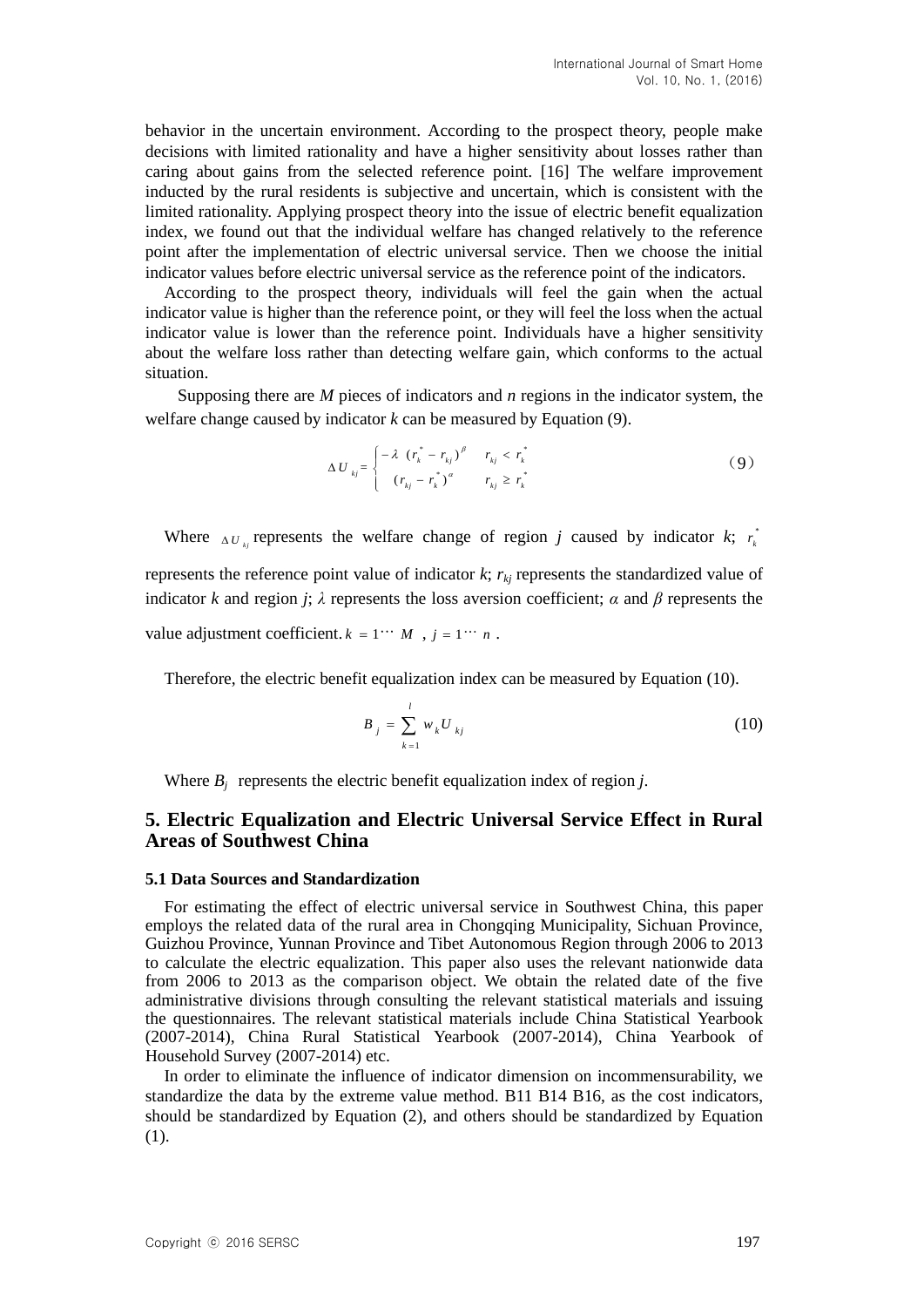behavior in the uncertain environment. According to the prospect theory, people make decisions with limited rationality and have a higher sensitivity about losses rather than caring about gains from the selected reference point. [16] The welfare improvement inducted by the rural residents is subjective and uncertain, which is consistent with the limited rationality. Applying prospect theory into the issue of electric benefit equalization index, we found out that the individual welfare has changed relatively to the reference point after the implementation of electric universal service. Then we choose the initial indicator values before electric universal service as the reference point of the indicators.

According to the prospect theory, individuals will feel the gain when the actual indicator value is higher than the reference point, or they will feel the loss when the actual indicator value is lower than the reference point. Individuals have a higher sensitivity about the welfare loss rather than detecting welfare gain, which conforms to the actual situation.

Supposing there are $M$ pieces of indicators and $n$ regions in the indicator system, the welfare change caused by indicator $k$ can be measured by Equation (9).

$$\Delta U_{kj} = \begin{cases} -\lambda \ (r_k^* - r_{kj})^{\beta} & r_{kj} < r_k^* \\ (r_{kj} - r_k^*)^{\alpha} & r_{kj} \geq r_k^* \end{cases} \tag{9}$$

Where $\Delta U_{kj}$ represents the welfare change of region $j$ caused by indicator $k$; $r_k^*$ represents the reference point value of indicator $k$; $r_{kj}$ represents the standardized value of indicator $k$ and region $j$; $\lambda$ represents the loss aversion coefficient; $\alpha$ and $\beta$ represents the value adjustment coefficient. $k = 1 \cdots M$ , $j = 1 \cdots n$ .

Therefore, the electric benefit equalization index can be measured by Equation (10).

$$B_j = \sum_{k=1}^{l} w_k U_{kj} \tag{10}$$

Where $B_j$ represents the electric benefit equalization index of region $j$.

## 5. Electric Equalization and Electric Universal Service Effect in Rural Areas of Southwest China

### 5.1 Data Sources and Standardization

For estimating the effect of electric universal service in Southwest China, this paper employs the related data of the rural area in Chongqing Municipality, Sichuan Province, Guizhou Province, Yunnan Province and Tibet Autonomous Region through 2006 to 2013 to calculate the electric equalization. This paper also uses the relevant nationwide data from 2006 to 2013 as the comparison object. We obtain the related date of the five administrative divisions through consulting the relevant statistical materials and issuing the questionnaires. The relevant statistical materials include China Statistical Yearbook (2007-2014), China Rural Statistical Yearbook (2007-2014), China Yearbook of Household Survey (2007-2014) etc.

In order to eliminate the influence of indicator dimension on incommensurability, we standardize the data by the extreme value method. B11 B14 B16, as the cost indicators, should be standardized by Equation (2), and others should be standardized by Equation (1).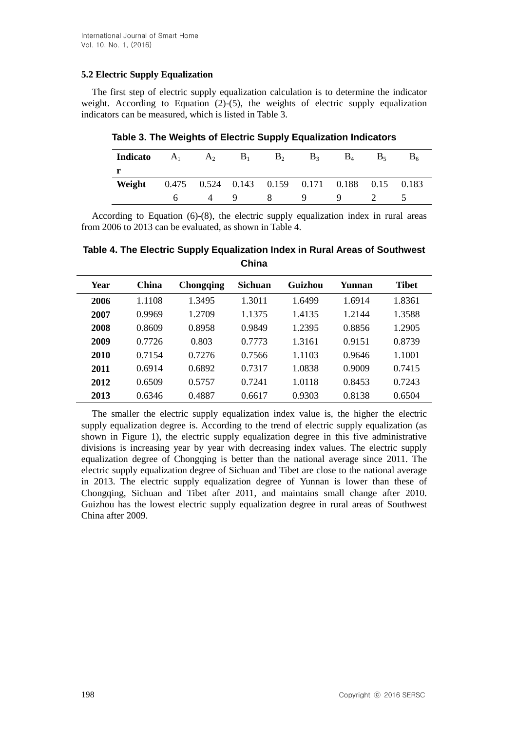### 5.2 Electric Supply Equalization

The first step of electric supply equalization calculation is to determine the indicator weight. According to Equation (2)-(5), the weights of electric supply equalization indicators can be measured, which is listed in Table 3.

**Table 3. The Weights of Electric Supply Equalization Indicators**

| Indicator | $A_1$ | $A_2$ | $B_1$ | $B_2$ | $B_3$ | $B_4$ | $B_5$ | $B_6$ |
|---|---|---|---|---|---|---|---|---|
| Weight | 0.4756 | 0.5244 | 0.1439 | 0.1598 | 0.1719 | 0.1889 | 0.152 | 0.1835 |

According to Equation (6)-(8), the electric supply equalization index in rural areas from 2006 to 2013 can be evaluated, as shown in Table 4.

**Table 4. The Electric Supply Equalization Index in Rural Areas of Southwest China**

| Year | China | Chongqing | Sichuan | Guizhou | Yunnan | Tibet |
|---|---|---|---|---|---|---|
| 2006 | 1.1108 | 1.3495 | 1.3011 | 1.6499 | 1.6914 | 1.8361 |
| 2007 | 0.9969 | 1.2709 | 1.1375 | 1.4135 | 1.2144 | 1.3588 |
| 2008 | 0.8609 | 0.8958 | 0.9849 | 1.2395 | 0.8856 | 1.2905 |
| 2009 | 0.7726 | 0.803 | 0.7773 | 1.3161 | 0.9151 | 0.8739 |
| 2010 | 0.7154 | 0.7276 | 0.7566 | 1.1103 | 0.9646 | 1.1001 |
| 2011 | 0.6914 | 0.6892 | 0.7317 | 1.0838 | 0.9009 | 0.7415 |
| 2012 | 0.6509 | 0.5757 | 0.7241 | 1.0118 | 0.8453 | 0.7243 |
| 2013 | 0.6346 | 0.4887 | 0.6617 | 0.9303 | 0.8138 | 0.6504 |

The smaller the electric supply equalization index value is, the higher the electric supply equalization degree is. According to the trend of electric supply equalization (as shown in Figure 1), the electric supply equalization degree in this five administrative divisions is increasing year by year with decreasing index values. The electric supply equalization degree of Chongqing is better than the national average since 2011. The electric supply equalization degree of Sichuan and Tibet are close to the national average in 2013. The electric supply equalization degree of Yunnan is lower than these of Chongqing, Sichuan and Tibet after 2011, and maintains small change after 2010. Guizhou has the lowest electric supply equalization degree in rural areas of Southwest China after 2009.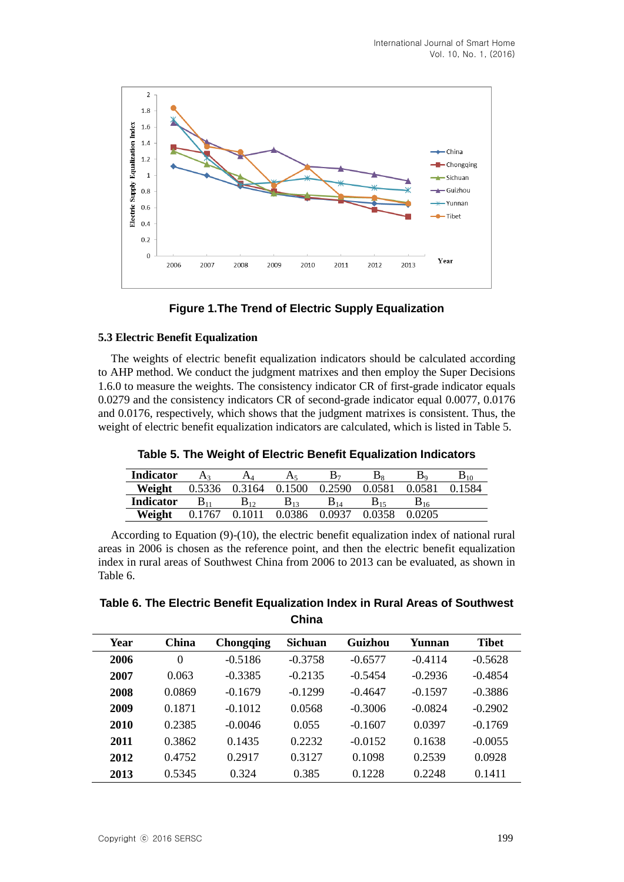Figure 1.The Trend of Electric Supply Equalization

### 5.3 Electric Benefit Equalization

The weights of electric benefit equalization indicators should be calculated according to AHP method. We conduct the judgment matrixes and then employ the Super Decisions 1.6.0 to measure the weights. The consistency indicator CR of first-grade indicator equals 0.0279 and the consistency indicators CR of second-grade indicator equal 0.0077, 0.0176 and 0.0176, respectively, which shows that the judgment matrixes is consistent. Thus, the weight of electric benefit equalization indicators are calculated, which is listed in Table 5.

**Table 5. The Weight of Electric Benefit Equalization Indicators**

| Indicator | $A_3$ | $A_4$ | $A_5$ | $B_7$ | $B_8$ | $B_9$ | $B_{10}$ |
|---|---|---|---|---|---|---|---|
| Weight | 0.5336 | 0.3164 | 0.1500 | 0.2590 | 0.0581 | 0.0581 | 0.1584 |
| **Indicator** | $B_{11}$ | $B_{12}$ | $B_{13}$ | $B_{14}$ | $B_{15}$ | $B_{16}$ | |
| **Weight** | 0.1767 | 0.1011 | 0.0386 | 0.0937 | 0.0358 | 0.0205 | |

According to Equation (9)-(10), the electric benefit equalization index of national rural areas in 2006 is chosen as the reference point, and then the electric benefit equalization index in rural areas of Southwest China from 2006 to 2013 can be evaluated, as shown in Table 6.

**Table 6. The Electric Benefit Equalization Index in Rural Areas of Southwest China**

| Year | China | Chongqing | Sichuan | Guizhou | Yunnan | Tibet |
|---|---|---|---|---|---|---|
| **2006** | 0 | -0.5186 | -0.3758 | -0.6577 | -0.4114 | -0.5628 |
| **2007** | 0.063 | -0.3385 | -0.2135 | -0.5454 | -0.2936 | -0.4854 |
| **2008** | 0.0869 | -0.1679 | -0.1299 | -0.4647 | -0.1597 | -0.3886 |
| **2009** | 0.1871 | -0.1012 | 0.0568 | -0.3006 | -0.0824 | -0.2902 |
| **2010** | 0.2385 | -0.0046 | 0.055 | -0.1607 | 0.0397 | -0.1769 |
| **2011** | 0.3862 | 0.1435 | 0.2232 | -0.0152 | 0.1638 | -0.0055 |
| **2012** | 0.4752 | 0.2917 | 0.3127 | 0.1098 | 0.2539 | 0.0928 |
| **2013** | 0.5345 | 0.324 | 0.385 | 0.1228 | 0.2248 | 0.1411 |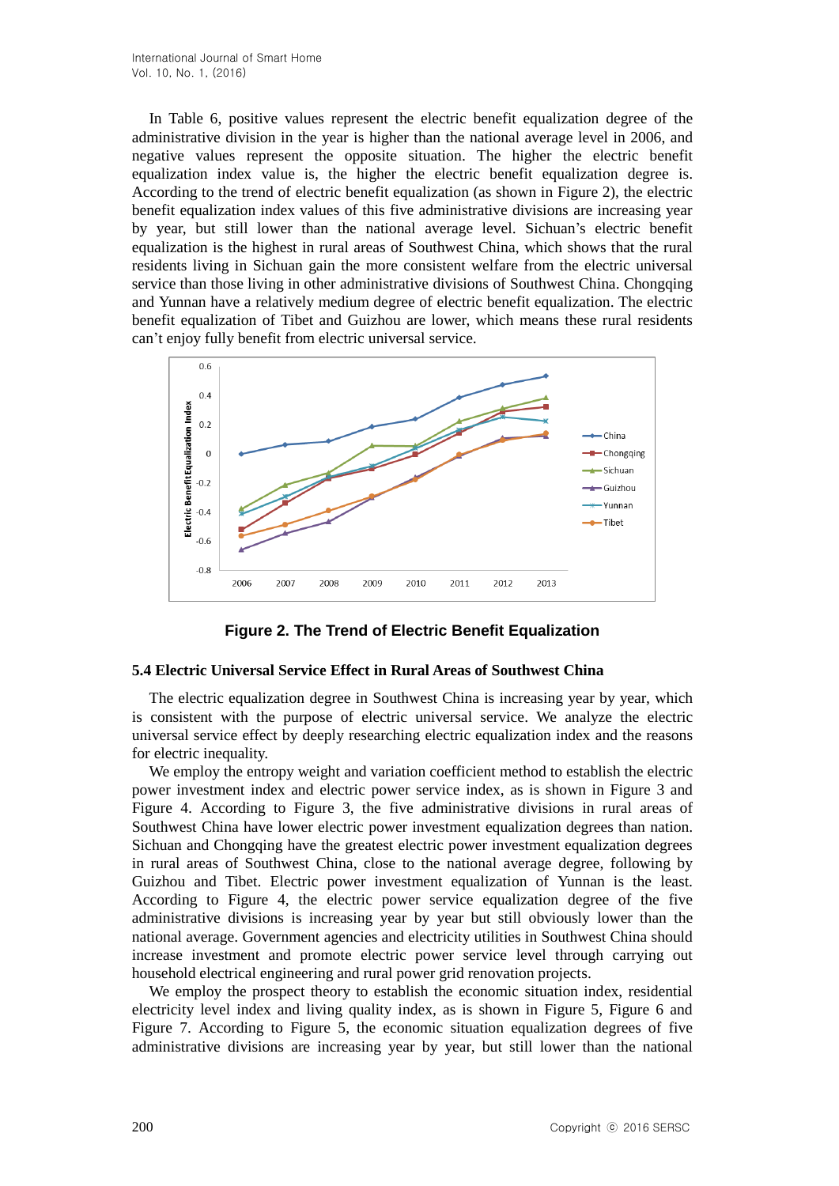In Table 6, positive values represent the electric benefit equalization degree of the administrative division in the year is higher than the national average level in 2006, and negative values represent the opposite situation. The higher the electric benefit equalization index value is, the higher the electric benefit equalization degree is. According to the trend of electric benefit equalization (as shown in Figure 2), the electric benefit equalization index values of this five administrative divisions are increasing year by year, but still lower than the national average level. Sichuan's electric benefit equalization is the highest in rural areas of Southwest China, which shows that the rural residents living in Sichuan gain the more consistent welfare from the electric universal service than those living in other administrative divisions of Southwest China. Chongqing and Yunnan have a relatively medium degree of electric benefit equalization. The electric benefit equalization of Tibet and Guizhou are lower, which means these rural residents can't enjoy fully benefit from electric universal service.

**Figure 2. The Trend of Electric Benefit Equalization**

### 5.4 Electric Universal Service Effect in Rural Areas of Southwest China

The electric equalization degree in Southwest China is increasing year by year, which is consistent with the purpose of electric universal service. We analyze the electric universal service effect by deeply researching electric equalization index and the reasons for electric inequality.

We employ the entropy weight and variation coefficient method to establish the electric power investment index and electric power service index, as is shown in Figure 3 and Figure 4. According to Figure 3, the five administrative divisions in rural areas of Southwest China have lower electric power investment equalization degrees than nation. Sichuan and Chongqing have the greatest electric power investment equalization degrees in rural areas of Southwest China, close to the national average degree, following by Guizhou and Tibet. Electric power investment equalization of Yunnan is the least. According to Figure 4, the electric power service equalization degree of the five administrative divisions is increasing year by year but still obviously lower than the national average. Government agencies and electricity utilities in Southwest China should increase investment and promote electric power service level through carrying out household electrical engineering and rural power grid renovation projects.

We employ the prospect theory to establish the economic situation index, residential electricity level index and living quality index, as is shown in Figure 5, Figure 6 and Figure 7. According to Figure 5, the economic situation equalization degrees of five administrative divisions are increasing year by year, but still lower than the national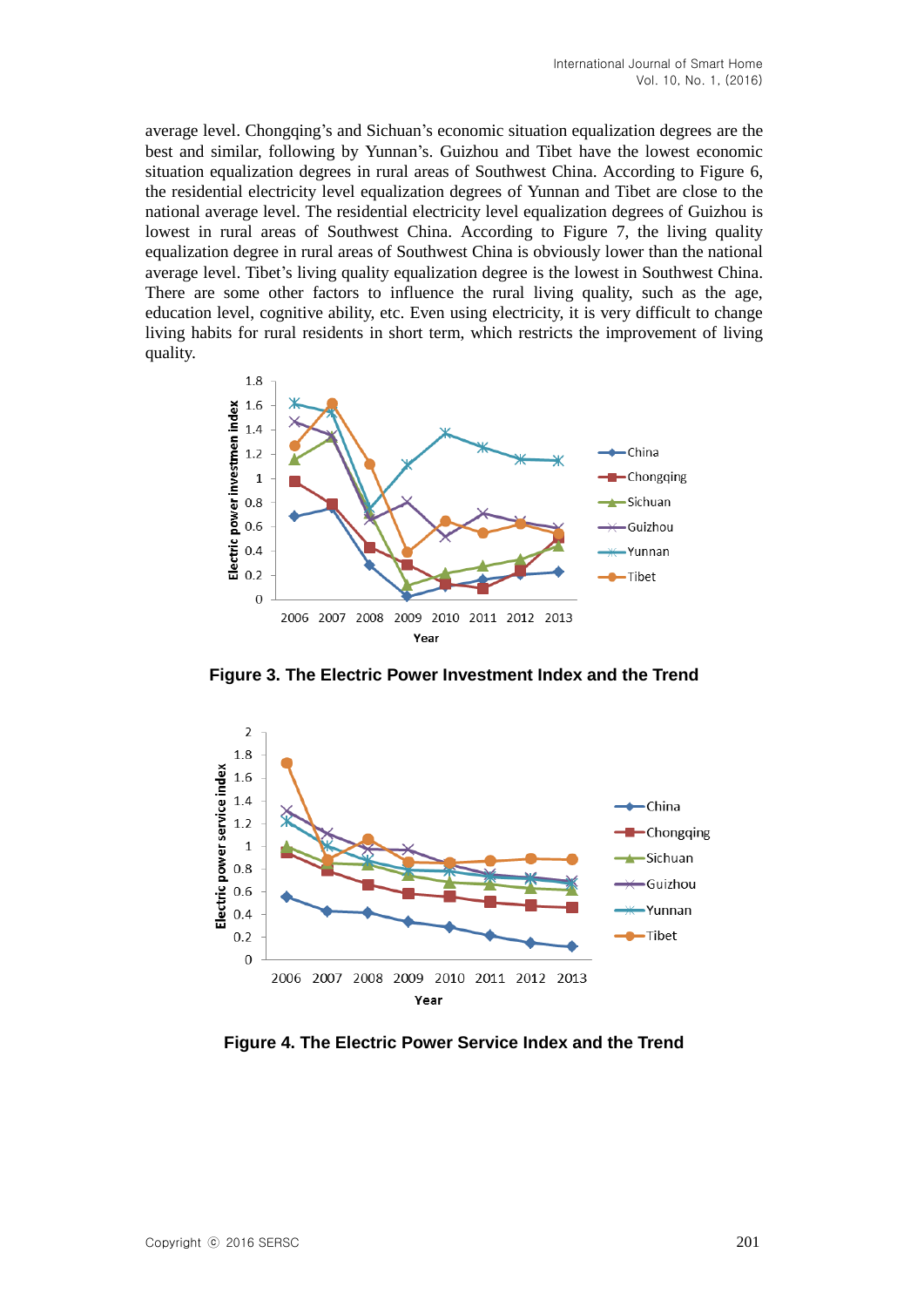average level. Chongqing's and Sichuan's economic situation equalization degrees are the best and similar, following by Yunnan's. Guizhou and Tibet have the lowest economic situation equalization degrees in rural areas of Southwest China. According to Figure 6, the residential electricity level equalization degrees of Yunnan and Tibet are close to the national average level. The residential electricity level equalization degrees of Guizhou is lowest in rural areas of Southwest China. According to Figure 7, the living quality equalization degree in rural areas of Southwest China is obviously lower than the national average level. Tibet's living quality equalization degree is the lowest in Southwest China. There are some other factors to influence the rural living quality, such as the age, education level, cognitive ability, etc. Even using electricity, it is very difficult to change living habits for rural residents in short term, which restricts the improvement of living quality.

**Figure 3. The Electric Power Investment Index and the Trend**

**Figure 4. The Electric Power Service Index and the Trend**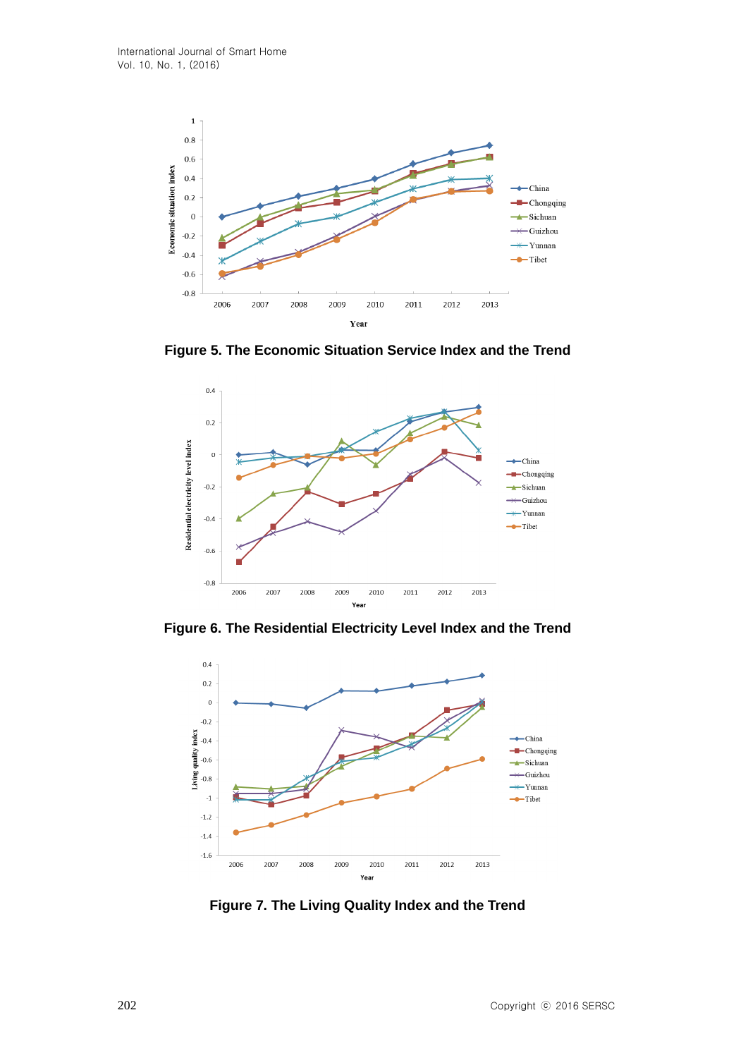Figure 5. The Economic Situation Service Index and the Trend

Figure 6. The Residential Electricity Level Index and the Trend

Figure 7. The Living Quality Index and the Trend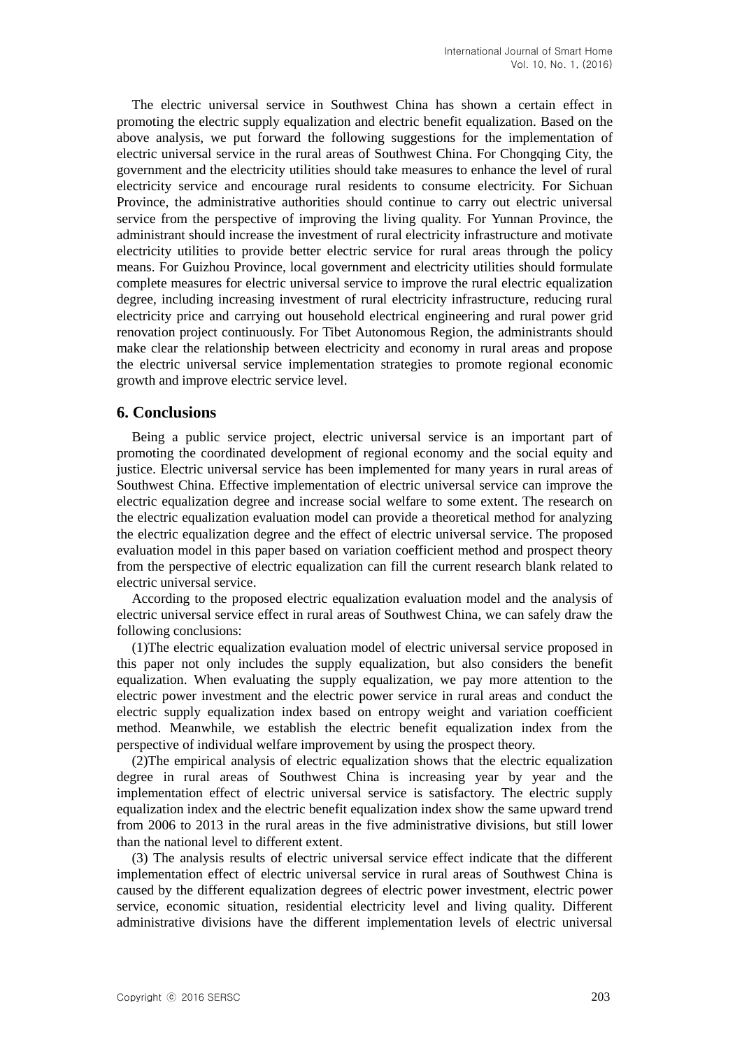The electric universal service in Southwest China has shown a certain effect in promoting the electric supply equalization and electric benefit equalization. Based on the above analysis, we put forward the following suggestions for the implementation of electric universal service in the rural areas of Southwest China. For Chongqing City, the government and the electricity utilities should take measures to enhance the level of rural electricity service and encourage rural residents to consume electricity. For Sichuan Province, the administrative authorities should continue to carry out electric universal service from the perspective of improving the living quality. For Yunnan Province, the administrant should increase the investment of rural electricity infrastructure and motivate electricity utilities to provide better electric service for rural areas through the policy means. For Guizhou Province, local government and electricity utilities should formulate complete measures for electric universal service to improve the rural electric equalization degree, including increasing investment of rural electricity infrastructure, reducing rural electricity price and carrying out household electrical engineering and rural power grid renovation project continuously. For Tibet Autonomous Region, the administrants should make clear the relationship between electricity and economy in rural areas and propose the electric universal service implementation strategies to promote regional economic growth and improve electric service level.

## 6. Conclusions

Being a public service project, electric universal service is an important part of promoting the coordinated development of regional economy and the social equity and justice. Electric universal service has been implemented for many years in rural areas of Southwest China. Effective implementation of electric universal service can improve the electric equalization degree and increase social welfare to some extent. The research on the electric equalization evaluation model can provide a theoretical method for analyzing the electric equalization degree and the effect of electric universal service. The proposed evaluation model in this paper based on variation coefficient method and prospect theory from the perspective of electric equalization can fill the current research blank related to electric universal service.

According to the proposed electric equalization evaluation model and the analysis of electric universal service effect in rural areas of Southwest China, we can safely draw the following conclusions:

(1)The electric equalization evaluation model of electric universal service proposed in this paper not only includes the supply equalization, but also considers the benefit equalization. When evaluating the supply equalization, we pay more attention to the electric power investment and the electric power service in rural areas and conduct the electric supply equalization index based on entropy weight and variation coefficient method. Meanwhile, we establish the electric benefit equalization index from the perspective of individual welfare improvement by using the prospect theory.

(2)The empirical analysis of electric equalization shows that the electric equalization degree in rural areas of Southwest China is increasing year by year and the implementation effect of electric universal service is satisfactory. The electric supply equalization index and the electric benefit equalization index show the same upward trend from 2006 to 2013 in the rural areas in the five administrative divisions, but still lower than the national level to different extent.

(3) The analysis results of electric universal service effect indicate that the different implementation effect of electric universal service in rural areas of Southwest China is caused by the different equalization degrees of electric power investment, electric power service, economic situation, residential electricity level and living quality. Different administrative divisions have the different implementation levels of electric universal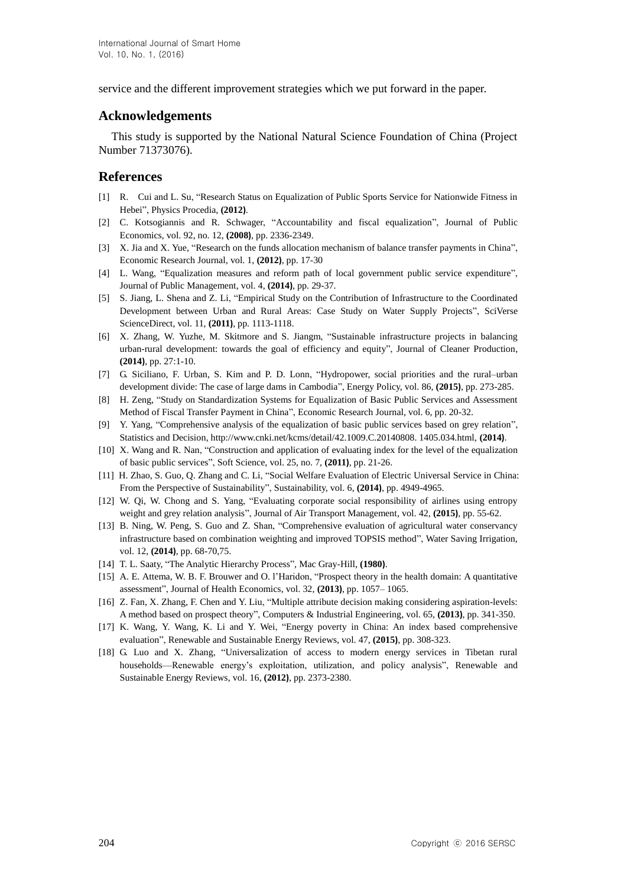service and the different improvement strategies which we put forward in the paper.

## Acknowledgements

This study is supported by the National Natural Science Foundation of China (Project Number 71373076).

## References

[1] R. Cui and L. Su, "Research Status on Equalization of Public Sports Service for Nationwide Fitness in Hebei", Physics Procedia, **(2012)**.

[2] C. Kotsogiannis and R. Schwager, "Accountability and fiscal equalization", Journal of Public Economics, vol. 92, no. 12, **(2008)**, pp. 2336-2349.

[3] X. Jia and X. Yue, "Research on the funds allocation mechanism of balance transfer payments in China", Economic Research Journal, vol. 1, **(2012)**, pp. 17-30

[4] L. Wang, "Equalization measures and reform path of local government public service expenditure", Journal of Public Management, vol. 4, **(2014)**, pp. 29-37.

[5] S. Jiang, L. Shena and Z. Li, "Empirical Study on the Contribution of Infrastructure to the Coordinated Development between Urban and Rural Areas: Case Study on Water Supply Projects", SciVerse ScienceDirect, vol. 11, **(2011)**, pp. 1113-1118.

[6] X. Zhang, W. Yuzhe, M. Skitmore and S. Jiangm, "Sustainable infrastructure projects in balancing urban-rural development: towards the goal of efficiency and equity", Journal of Cleaner Production, **(2014)**, pp. 27:1-10.

[7] G. Siciliano, F. Urban, S. Kim and P. D. Lonn, "Hydropower, social priorities and the rural–urban development divide: The case of large dams in Cambodia", Energy Policy, vol. 86, **(2015)**, pp. 273-285.

[8] H. Zeng, "Study on Standardization Systems for Equalization of Basic Public Services and Assessment Method of Fiscal Transfer Payment in China", Economic Research Journal, vol. 6, pp. 20-32.

[9] Y. Yang, "Comprehensive analysis of the equalization of basic public services based on grey relation", Statistics and Decision, http://www.cnki.net/kcms/detail/42.1009.C.20140808. 1405.034.html, **(2014)**.

[10] X. Wang and R. Nan, "Construction and application of evaluating index for the level of the equalization of basic public services", Soft Science, vol. 25, no. 7, **(2011)**, pp. 21-26.

[11] H. Zhao, S. Guo, Q. Zhang and C. Li, "Social Welfare Evaluation of Electric Universal Service in China: From the Perspective of Sustainability", Sustainability, vol. 6, **(2014)**, pp. 4949-4965.

[12] W. Qi, W. Chong and S. Yang, "Evaluating corporate social responsibility of airlines using entropy weight and grey relation analysis", Journal of Air Transport Management, vol. 42, **(2015)**, pp. 55-62.

[13] B. Ning, W. Peng, S. Guo and Z. Shan, "Comprehensive evaluation of agricultural water conservancy infrastructure based on combination weighting and improved TOPSIS method", Water Saving Irrigation, vol. 12, **(2014)**, pp. 68-70,75.

[14] T. L. Saaty, "The Analytic Hierarchy Process", Mac Gray-Hill, **(1980)**.

[15] A. E. Attema, W. B. F. Brouwer and O. l'Haridon, "Prospect theory in the health domain: A quantitative assessment", Journal of Health Economics, vol. 32, **(2013)**, pp. 1057– 1065.

[16] Z. Fan, X. Zhang, F. Chen and Y. Liu, "Multiple attribute decision making considering aspiration-levels: A method based on prospect theory", Computers & Industrial Engineering, vol. 65, **(2013)**, pp. 341-350.

[17] K. Wang, Y. Wang, K. Li and Y. Wei, "Energy poverty in China: An index based comprehensive evaluation", Renewable and Sustainable Energy Reviews, vol. 47, **(2015)**, pp. 308-323.

[18] G. Luo and X. Zhang, "Universalization of access to modern energy services in Tibetan rural households—Renewable energy's exploitation, utilization, and policy analysis", Renewable and Sustainable Energy Reviews, vol. 16, **(2012)**, pp. 2373-2380.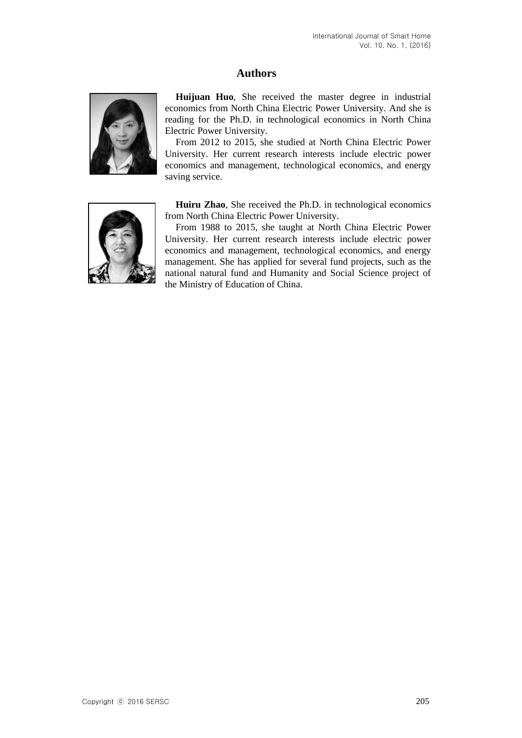## Authors

**Huijuan Huo**, She received the master degree in industrial economics from North China Electric Power University. And she is reading for the Ph.D. in technological economics in North China Electric Power University.

From 2012 to 2015, she studied at North China Electric Power University. Her current research interests include electric power economics and management, technological economics, and energy saving service.

**Huiru Zhao**, She received the Ph.D. in technological economics from North China Electric Power University.

From 1988 to 2015, she taught at North China Electric Power University. Her current research interests include electric power economics and management, technological economics, and energy management. She has applied for several fund projects, such as the national natural fund and Humanity and Social Science project of the Ministry of Education of China.